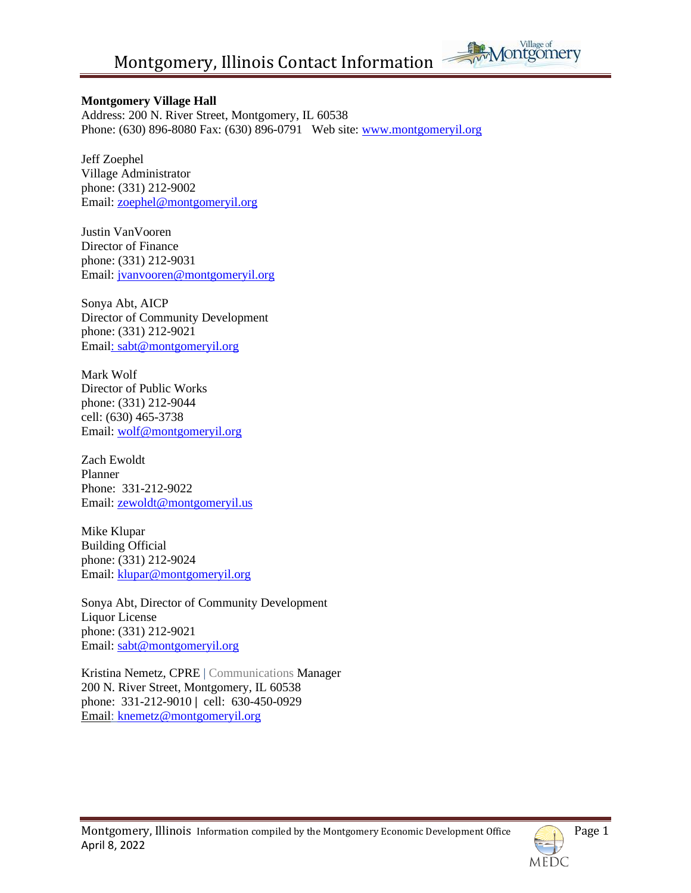# Montgomery, Illinois Contact Information

**Montgomery Village Hall**
Address: 200 N. River Street, Montgomery, IL 60538
Phone: (630) 896-8080 Fax: (630) 896-0791 Web site: www.montgomeryil.org

Jeff Zoephel
Village Administrator
phone: (331) 212-9002
Email: zoephel@montgomeryil.org

Justin VanVooren
Director of Finance
phone: (331) 212-9031
Email: jvanvooren@montgomeryil.org

Sonya Abt, AICP
Director of Community Development
phone: (331) 212-9021
Email: sabt@montgomeryil.org

Mark Wolf
Director of Public Works
phone: (331) 212-9044
cell: (630) 465-3738
Email: wolf@montgomeryil.org

Zach Ewoldt
Planner
Phone: 331-212-9022
Email: zewoldt@montgomeryil.us

Mike Klupar
Building Official
phone: (331) 212-9024
Email: klupar@montgomeryil.org

Sonya Abt, Director of Community Development
Liquor License
phone: (331) 212-9021
Email: sabt@montgomeryil.org

Kristina Nemetz, CPRE | Communications Manager
200 N. River Street, Montgomery, IL 60538
phone: 331-212-9010 | cell: 630-450-0929
Email: knemetz@montgomeryil.org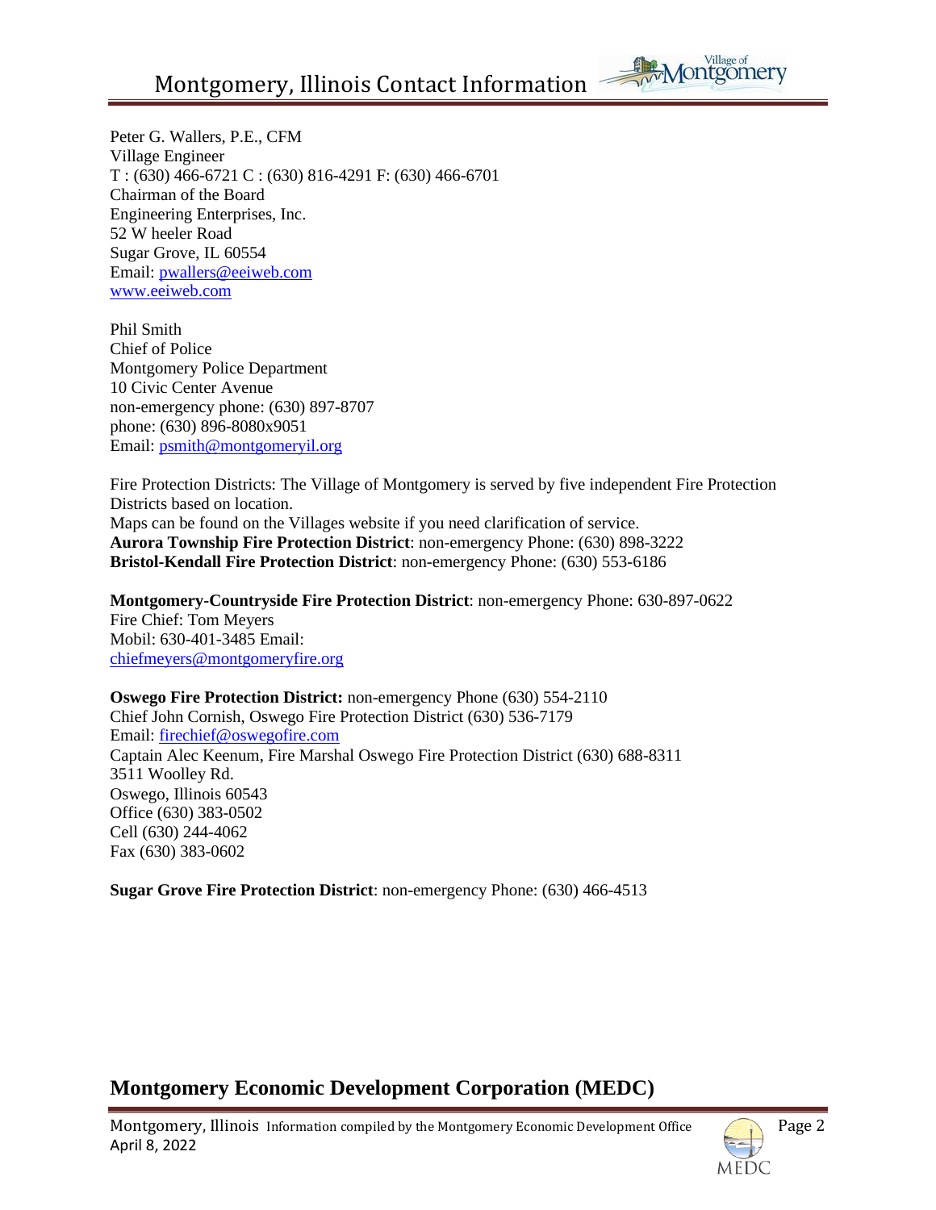Peter G. Wallers, P.E., CFM
Village Engineer
T : (630) 466-6721 C : (630) 816-4291 F: (630) 466-6701
Chairman of the Board
Engineering Enterprises, Inc.
52 W heeler Road
Sugar Grove, IL 60554
Email: pwallers@eeiweb.com
www.eeiweb.com

Phil Smith
Chief of Police
Montgomery Police Department
10 Civic Center Avenue
non-emergency phone: (630) 897-8707
phone: (630) 896-8080x9051
Email: psmith@montgomeryil.org

Fire Protection Districts: The Village of Montgomery is served by five independent Fire Protection Districts based on location.
Maps can be found on the Villages website if you need clarification of service.
**Aurora Township Fire Protection District**: non-emergency Phone: (630) 898-3222
**Bristol-Kendall Fire Protection District**: non-emergency Phone: (630) 553-6186

**Montgomery-Countryside Fire Protection District**: non-emergency Phone: 630-897-0622
Fire Chief: Tom Meyers
Mobil: 630-401-3485 Email:
chiefmeyers@montgomeryfire.org

**Oswego Fire Protection District:** non-emergency Phone (630) 554-2110
Chief John Cornish, Oswego Fire Protection District (630) 536-7179
Email: firechief@oswegofire.com
Captain Alec Keenum, Fire Marshal Oswego Fire Protection District (630) 688-8311
3511 Woolley Rd.
Oswego, Illinois 60543
Office (630) 383-0502
Cell (630) 244-4062
Fax (630) 383-0602

**Sugar Grove Fire Protection District**: non-emergency Phone: (630) 466-4513

## Montgomery Economic Development Corporation (MEDC)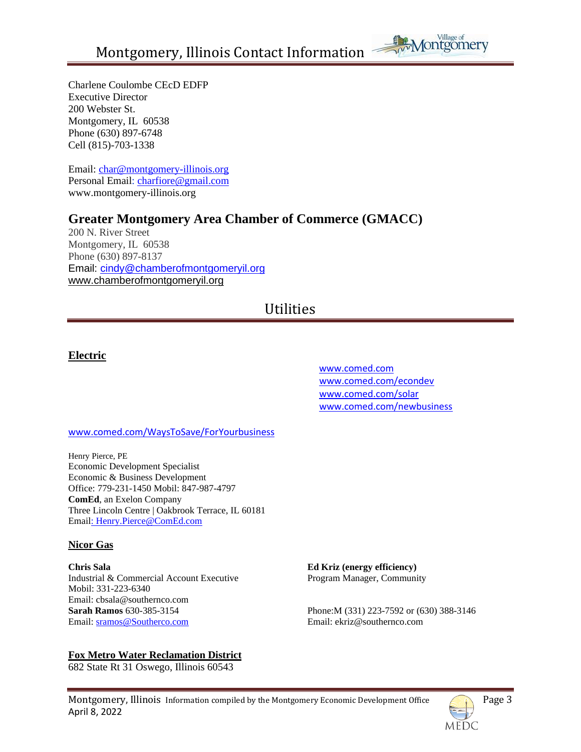Charlene Coulombe CEcD EDFP
Executive Director
200 Webster St.
Montgomery, IL 60538
Phone (630) 897-6748
Cell (815)-703-1338

Email: char@montgomery-illinois.org
Personal Email: charfiore@gmail.com
www.montgomery-illinois.org

## Greater Montgomery Area Chamber of Commerce (GMACC)

200 N. River Street
Montgomery, IL 60538
Phone (630) 897-8137
Email: cindy@chamberofmontgomeryil.org
www.chamberofmontgomeryil.org

# Utilities

### Electric

www.comed.com
www.comed.com/econdev
www.comed.com/solar
www.comed.com/newbusiness

www.comed.com/WaysToSave/ForYourbusiness

Henry Pierce, PE
Economic Development Specialist
Economic & Business Development
Office: 779-231-1450 Mobil: 847-987-4797
**ComEd**, an Exelon Company
Three Lincoln Centre | Oakbrook Terrace, IL 60181
Email: Henry.Pierce@ComEd.com

### Nicor Gas

**Chris Sala**
Industrial & Commercial Account Executive
Mobil: 331-223-6340
Email: cbsala@southernco.com
**Sarah Ramos** 630-385-3154
Email: sramos@Southerco.com

**Ed Kriz (energy efficiency)**
Program Manager, Community

Phone:M (331) 223-7592 or (630) 388-3146
Email: ekriz@southernco.com

### Fox Metro Water Reclamation District

682 State Rt 31 Oswego, Illinois 60543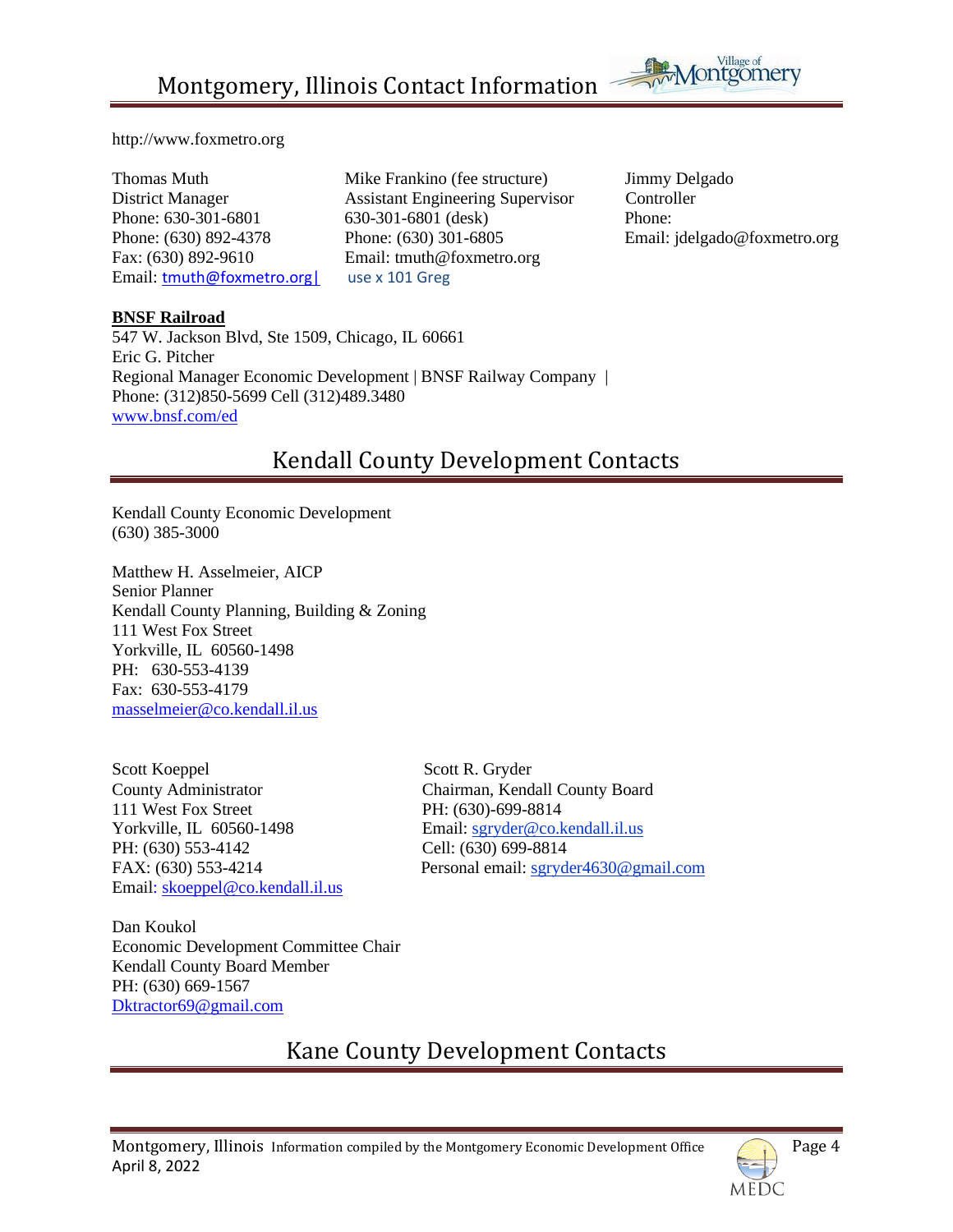http://www.foxmetro.org

Thomas Muth
District Manager
Phone: 630-301-6801
Phone: (630) 892-4378
Fax: (630) 892-9610
Email: tmuth@foxmetro.org|

Mike Frankino (fee structure)
Assistant Engineering Supervisor
630-301-6801 (desk)
Phone: (630) 301-6805
Email: tmuth@foxmetro.org
use x 101 Greg

Jimmy Delgado
Controller
Phone:
Email: jdelgado@foxmetro.org

**BNSF Railroad**
547 W. Jackson Blvd, Ste 1509, Chicago, IL 60661
Eric G. Pitcher
Regional Manager Economic Development | BNSF Railway Company |
Phone: (312)850-5699 Cell (312)489.3480
www.bnsf.com/ed

## Kendall County Development Contacts

Kendall County Economic Development
(630) 385-3000

Matthew H. Asselmeier, AICP
Senior Planner
Kendall County Planning, Building & Zoning
111 West Fox Street
Yorkville, IL 60560-1498
PH: 630-553-4139
Fax: 630-553-4179
masselmeier@co.kendall.il.us

Scott Koeppel
County Administrator
111 West Fox Street
Yorkville, IL 60560-1498
PH: (630) 553-4142
FAX: (630) 553-4214
Email: skoeppel@co.kendall.il.us

Scott R. Gryder
Chairman, Kendall County Board
PH: (630)-699-8814
Email: sgryder@co.kendall.il.us
Cell: (630) 699-8814
Personal email: sgryder4630@gmail.com

Dan Koukol
Economic Development Committee Chair
Kendall County Board Member
PH: (630) 669-1567
Dktractor69@gmail.com

## Kane County Development Contacts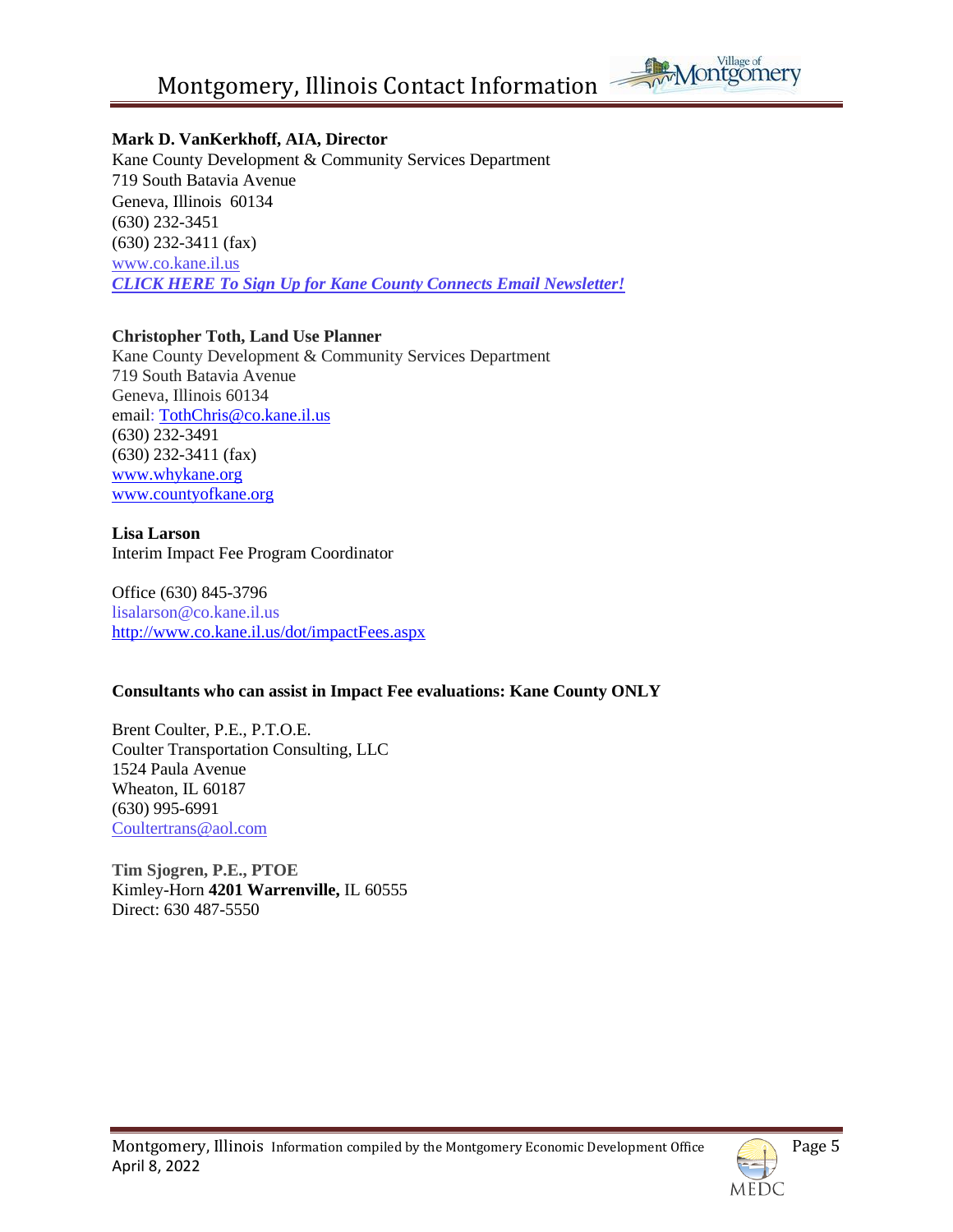**Mark D. VanKerkhoff, AIA, Director**
Kane County Development & Community Services Department
719 South Batavia Avenue
Geneva, Illinois 60134
(630) 232-3451
(630) 232-3411 (fax)
www.co.kane.il.us
***CLICK HERE To Sign Up for Kane County Connects Email Newsletter!***

**Christopher Toth, Land Use Planner**
Kane County Development & Community Services Department
719 South Batavia Avenue
Geneva, Illinois 60134
email: TothChris@co.kane.il.us
(630) 232-3491
(630) 232-3411 (fax)
www.whykane.org
www.countyofkane.org

**Lisa Larson**
Interim Impact Fee Program Coordinator

Office (630) 845-3796
lisalarson@co.kane.il.us
http://www.co.kane.il.us/dot/impactFees.aspx

**Consultants who can assist in Impact Fee evaluations: Kane County ONLY**

Brent Coulter, P.E., P.T.O.E.
Coulter Transportation Consulting, LLC
1524 Paula Avenue
Wheaton, IL 60187
(630) 995-6991
Coultertrans@aol.com

**Tim Sjogren, P.E., PTOE**
Kimley-Horn **4201 Warrenville,** IL 60555
Direct: 630 487-5550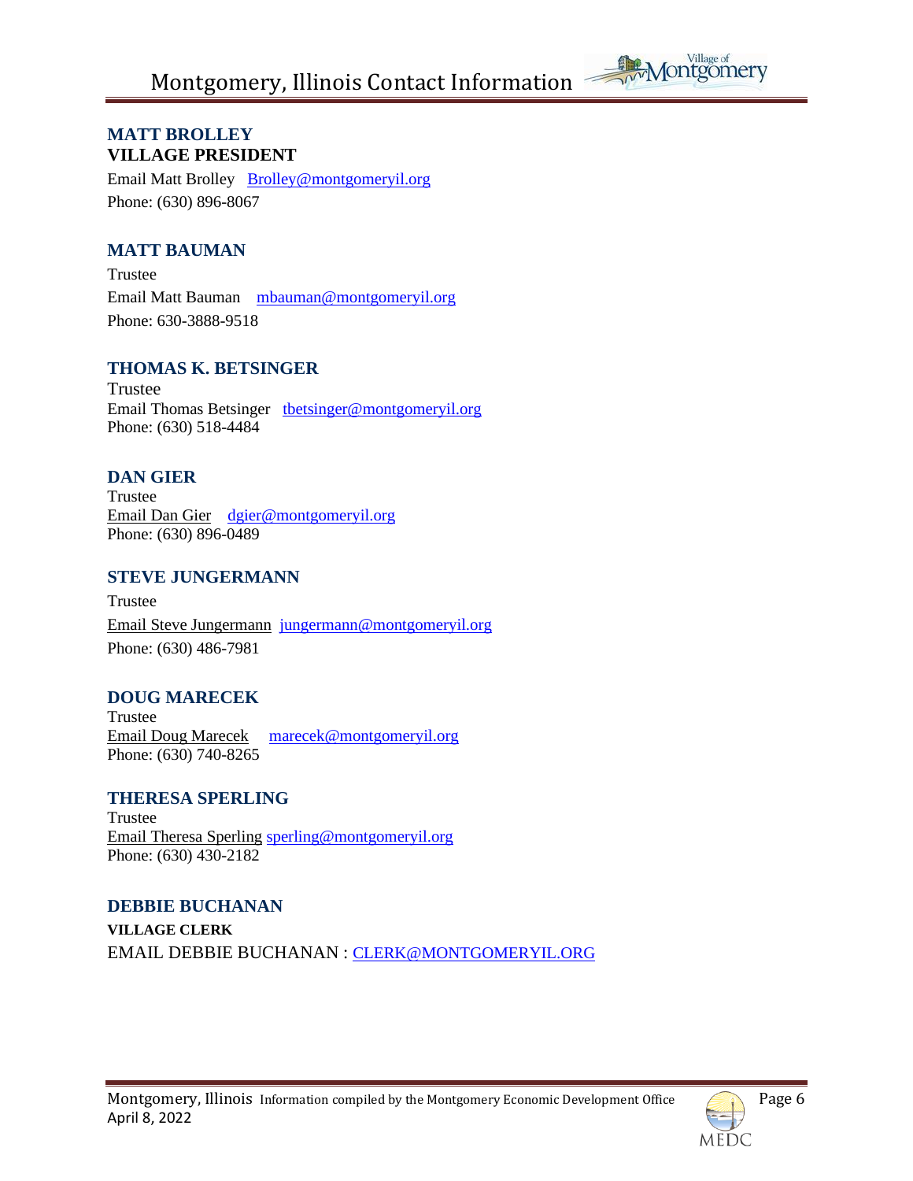## MATT BROLLEY
**VILLAGE PRESIDENT**

Email Matt Brolley Brolley@montgomeryil.org
Phone: (630) 896-8067

## MATT BAUMAN

Trustee
Email Matt Bauman mbauman@montgomeryil.org
Phone: 630-3888-9518

## THOMAS K. BETSINGER

Trustee
Email Thomas Betsinger tbetsinger@montgomeryil.org
Phone: (630) 518-4484

## DAN GIER

Trustee
Email Dan Gier dgier@montgomeryil.org
Phone: (630) 896-0489

## STEVE JUNGERMANN

Trustee
Email Steve Jungermann jungermann@montgomeryil.org
Phone: (630) 486-7981

## DOUG MARECEK

Trustee
Email Doug Marecek marecek@montgomeryil.org
Phone: (630) 740-8265

## THERESA SPERLING

Trustee
Email Theresa Sperling sperling@montgomeryil.org
Phone: (630) 430-2182

## DEBBIE BUCHANAN

**VILLAGE CLERK**

EMAIL DEBBIE BUCHANAN : CLERK@MONTGOMERYIL.ORG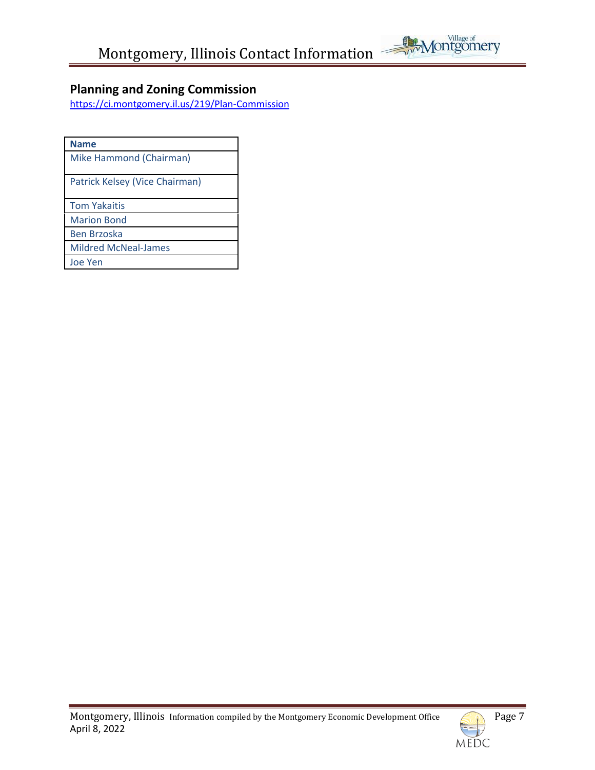## Planning and Zoning Commission

https://ci.montgomery.il.us/219/Plan-Commission

| Name |
| --- |
| Mike Hammond (Chairman) |
| Patrick Kelsey (Vice Chairman) |
| Tom Yakaitis |
| Marion Bond |
| Ben Brzoska |
| Mildred McNeal-James |
| Joe Yen |